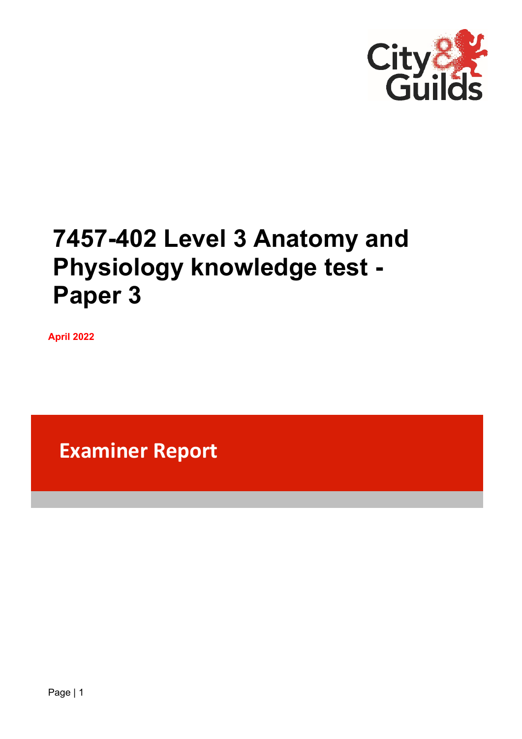# 7457-402 Level 3 Anatomy and Physiology knowledge test - Paper 3

**April 2022**

## Examiner Report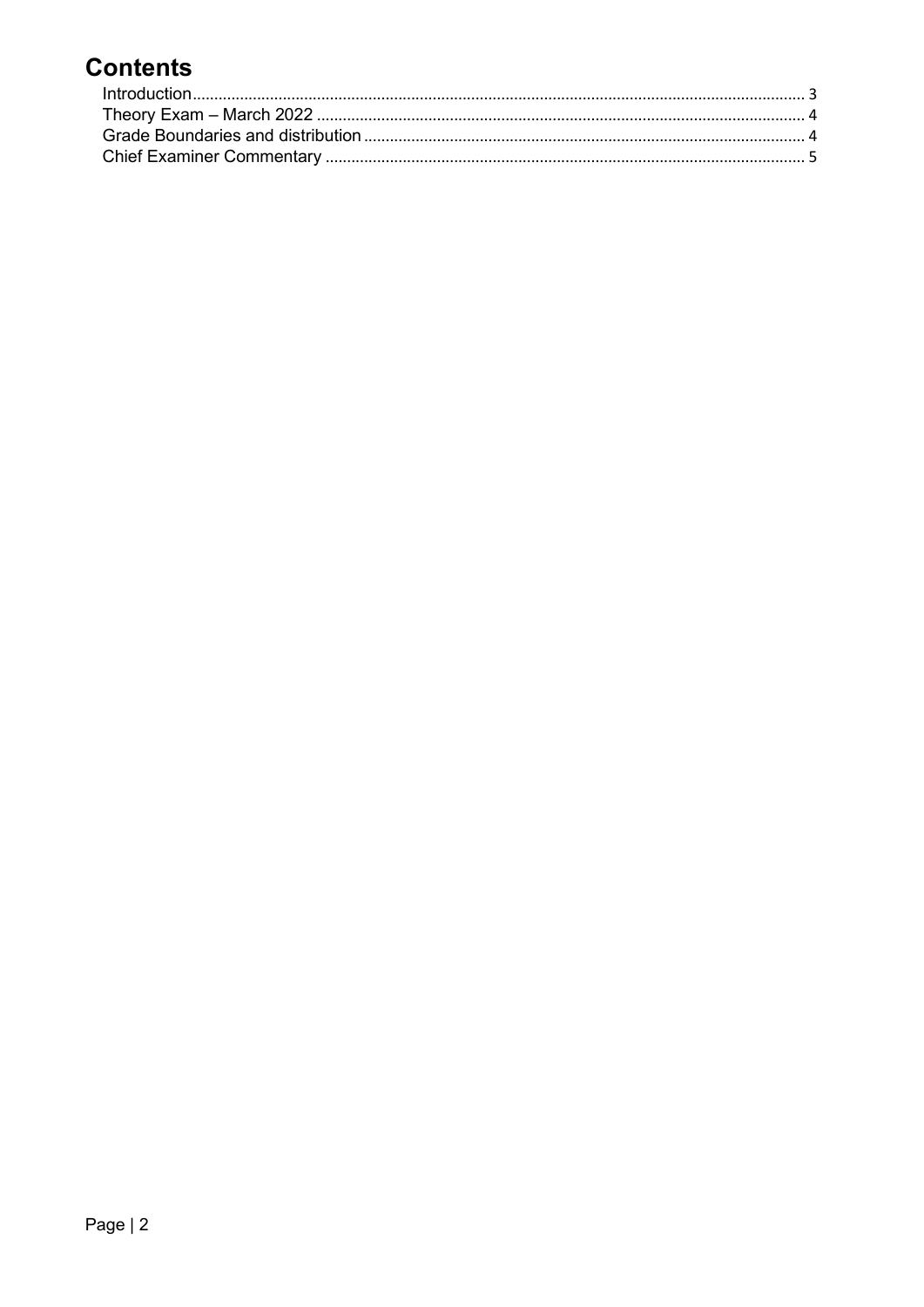# Contents

- Introduction .......... 3
- Theory Exam – March 2022 .......... 4
- Grade Boundaries and distribution .......... 4
- Chief Examiner Commentary .......... 5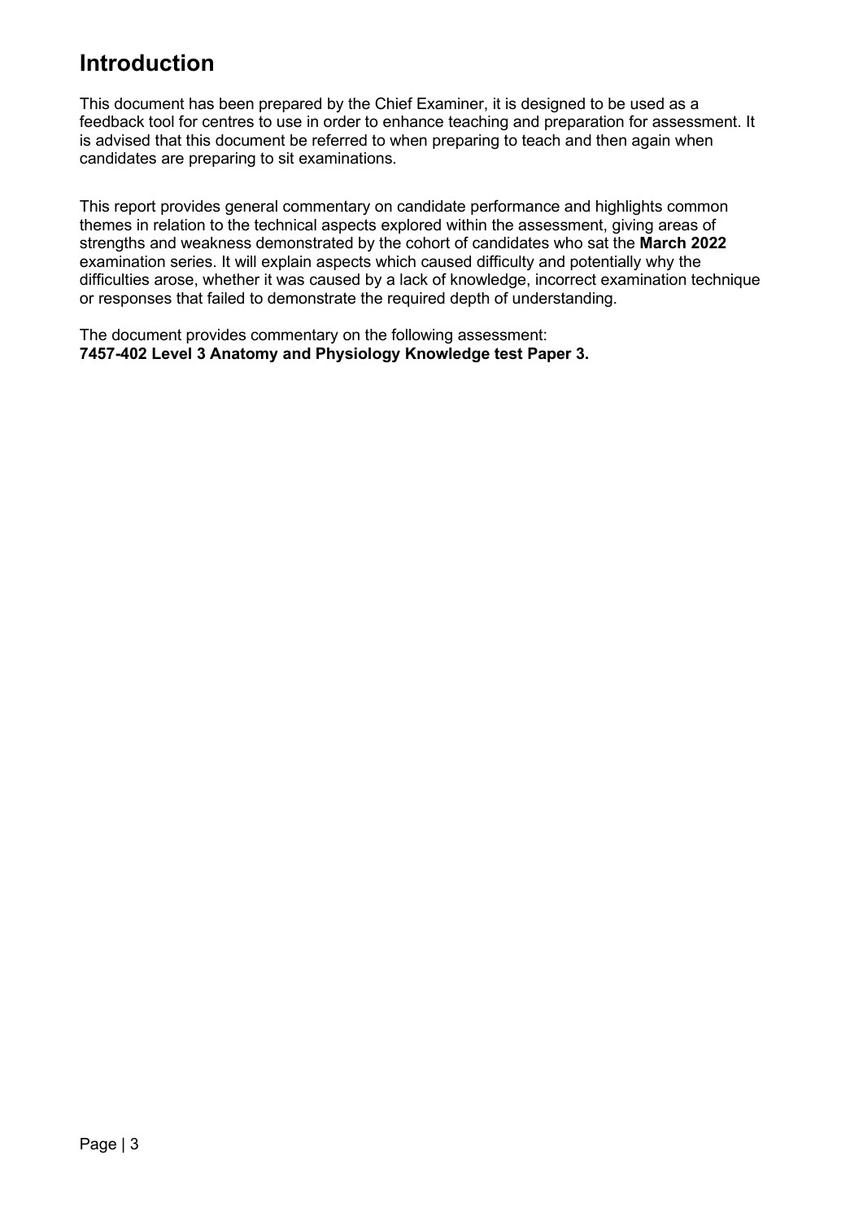# Introduction

This document has been prepared by the Chief Examiner, it is designed to be used as a feedback tool for centres to use in order to enhance teaching and preparation for assessment. It is advised that this document be referred to when preparing to teach and then again when candidates are preparing to sit examinations.

This report provides general commentary on candidate performance and highlights common themes in relation to the technical aspects explored within the assessment, giving areas of strengths and weakness demonstrated by the cohort of candidates who sat the **March 2022** examination series. It will explain aspects which caused difficulty and potentially why the difficulties arose, whether it was caused by a lack of knowledge, incorrect examination technique or responses that failed to demonstrate the required depth of understanding.

The document provides commentary on the following assessment:
**7457-402 Level 3 Anatomy and Physiology Knowledge test Paper 3.**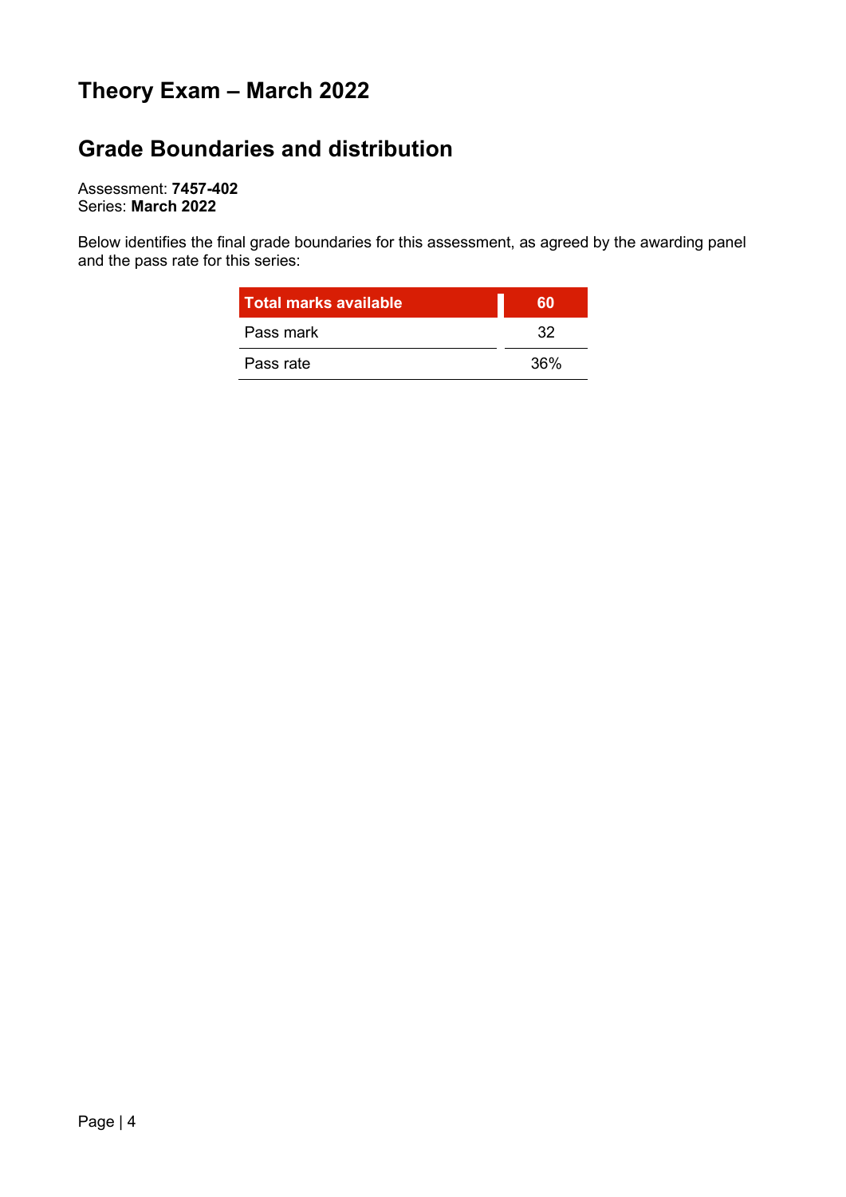# Theory Exam – March 2022

## Grade Boundaries and distribution

Assessment: **7457-402**
Series: **March 2022**

Below identifies the final grade boundaries for this assessment, as agreed by the awarding panel and the pass rate for this series:

| Total marks available | 60 |
| --- | --- |
| Pass mark | 32 |
| Pass rate | 36% |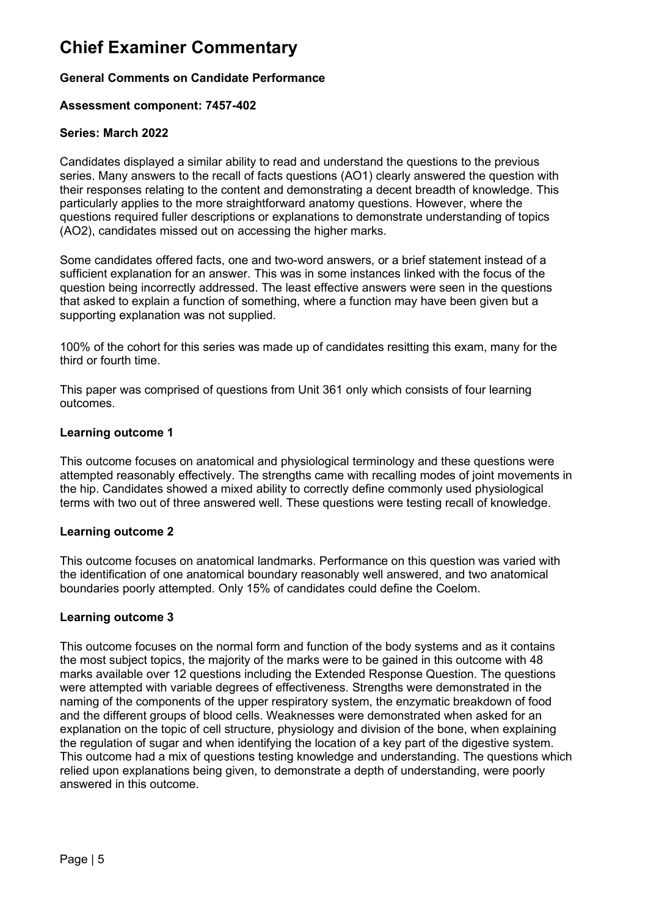# Chief Examiner Commentary

**General Comments on Candidate Performance**

**Assessment component: 7457-402**

**Series: March 2022**

Candidates displayed a similar ability to read and understand the questions to the previous series. Many answers to the recall of facts questions (AO1) clearly answered the question with their responses relating to the content and demonstrating a decent breadth of knowledge. This particularly applies to the more straightforward anatomy questions. However, where the questions required fuller descriptions or explanations to demonstrate understanding of topics (AO2), candidates missed out on accessing the higher marks.

Some candidates offered facts, one and two-word answers, or a brief statement instead of a sufficient explanation for an answer. This was in some instances linked with the focus of the question being incorrectly addressed. The least effective answers were seen in the questions that asked to explain a function of something, where a function may have been given but a supporting explanation was not supplied.

100% of the cohort for this series was made up of candidates resitting this exam, many for the third or fourth time.

This paper was comprised of questions from Unit 361 only which consists of four learning outcomes.

**Learning outcome 1**

This outcome focuses on anatomical and physiological terminology and these questions were attempted reasonably effectively. The strengths came with recalling modes of joint movements in the hip. Candidates showed a mixed ability to correctly define commonly used physiological terms with two out of three answered well. These questions were testing recall of knowledge.

**Learning outcome 2**

This outcome focuses on anatomical landmarks. Performance on this question was varied with the identification of one anatomical boundary reasonably well answered, and two anatomical boundaries poorly attempted. Only 15% of candidates could define the Coelom.

**Learning outcome 3**

This outcome focuses on the normal form and function of the body systems and as it contains the most subject topics, the majority of the marks were to be gained in this outcome with 48 marks available over 12 questions including the Extended Response Question. The questions were attempted with variable degrees of effectiveness. Strengths were demonstrated in the naming of the components of the upper respiratory system, the enzymatic breakdown of food and the different groups of blood cells. Weaknesses were demonstrated when asked for an explanation on the topic of cell structure, physiology and division of the bone, when explaining the regulation of sugar and when identifying the location of a key part of the digestive system. This outcome had a mix of questions testing knowledge and understanding. The questions which relied upon explanations being given, to demonstrate a depth of understanding, were poorly answered in this outcome.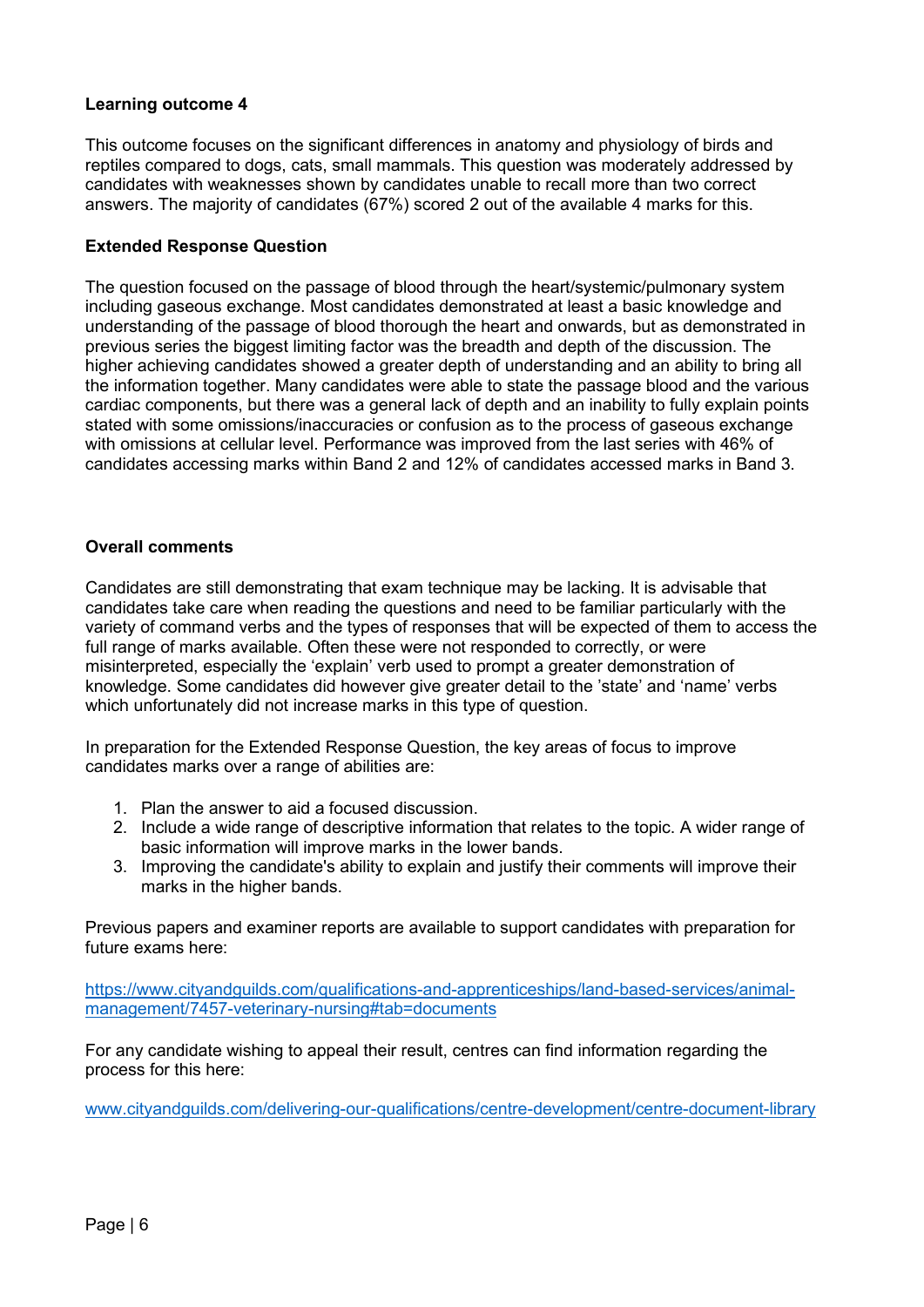**Learning outcome 4**

This outcome focuses on the significant differences in anatomy and physiology of birds and reptiles compared to dogs, cats, small mammals. This question was moderately addressed by candidates with weaknesses shown by candidates unable to recall more than two correct answers. The majority of candidates (67%) scored 2 out of the available 4 marks for this.

**Extended Response Question**

The question focused on the passage of blood through the heart/systemic/pulmonary system including gaseous exchange. Most candidates demonstrated at least a basic knowledge and understanding of the passage of blood thorough the heart and onwards, but as demonstrated in previous series the biggest limiting factor was the breadth and depth of the discussion. The higher achieving candidates showed a greater depth of understanding and an ability to bring all the information together. Many candidates were able to state the passage blood and the various cardiac components, but there was a general lack of depth and an inability to fully explain points stated with some omissions/inaccuracies or confusion as to the process of gaseous exchange with omissions at cellular level. Performance was improved from the last series with 46% of candidates accessing marks within Band 2 and 12% of candidates accessed marks in Band 3.

**Overall comments**

Candidates are still demonstrating that exam technique may be lacking. It is advisable that candidates take care when reading the questions and need to be familiar particularly with the variety of command verbs and the types of responses that will be expected of them to access the full range of marks available. Often these were not responded to correctly, or were misinterpreted, especially the 'explain' verb used to prompt a greater demonstration of knowledge. Some candidates did however give greater detail to the 'state' and 'name' verbs which unfortunately did not increase marks in this type of question.

In preparation for the Extended Response Question, the key areas of focus to improve candidates marks over a range of abilities are:

1. Plan the answer to aid a focused discussion.
2. Include a wide range of descriptive information that relates to the topic. A wider range of basic information will improve marks in the lower bands.
3. Improving the candidate's ability to explain and justify their comments will improve their marks in the higher bands.

Previous papers and examiner reports are available to support candidates with preparation for future exams here:

https://www.cityandguilds.com/qualifications-and-apprenticeships/land-based-services/animal-management/7457-veterinary-nursing#tab=documents

For any candidate wishing to appeal their result, centres can find information regarding the process for this here:

www.cityandguilds.com/delivering-our-qualifications/centre-development/centre-document-library